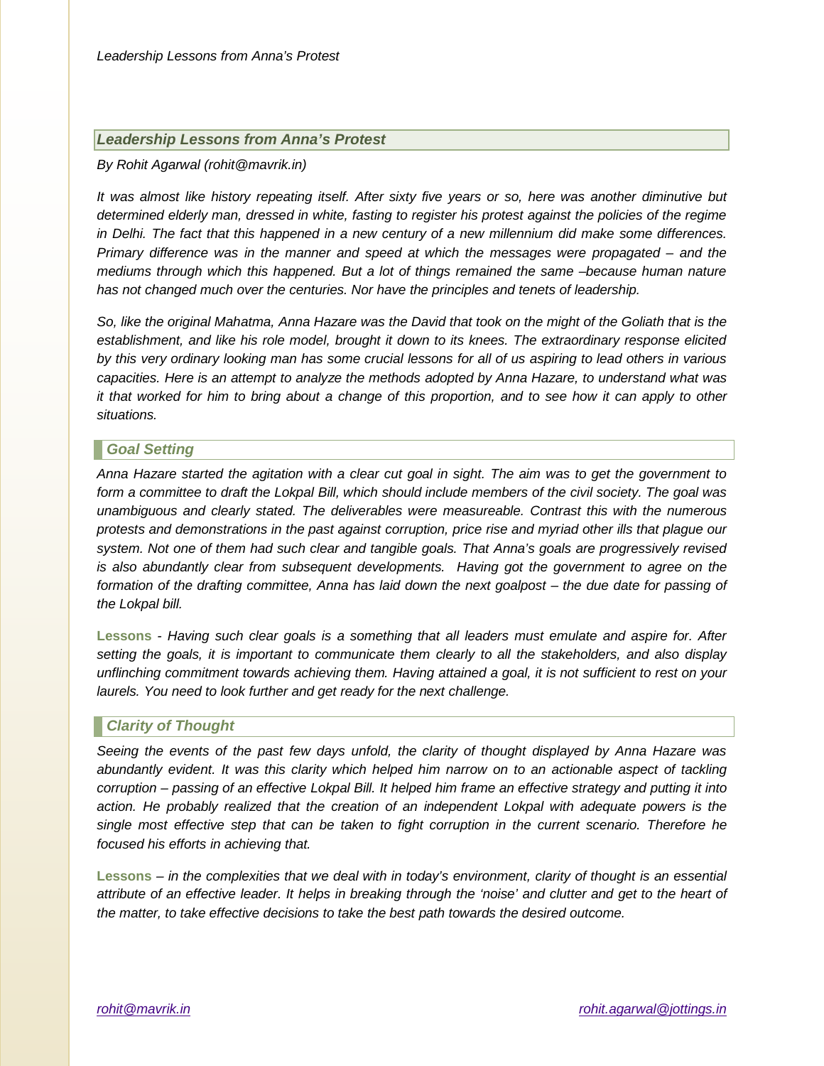# *Leadership Lessons from Anna's Protest*

*By Rohit Agarwal (rohit@mavrik.in)*

*It was almost like history repeating itself. After sixty five years or so, here was another diminutive but determined elderly man, dressed in white, fasting to register his protest against the policies of the regime in Delhi. The fact that this happened in a new century of a new millennium did make some differences. Primary difference was in the manner and speed at which the messages were propagated – and the mediums through which this happened. But a lot of things remained the same –because human nature has not changed much over the centuries. Nor have the principles and tenets of leadership.*

*So, like the original Mahatma, Anna Hazare was the David that took on the might of the Goliath that is the establishment, and like his role model, brought it down to its knees. The extraordinary response elicited by this very ordinary looking man has some crucial lessons for all of us aspiring to lead others in various capacities. Here is an attempt to analyze the methods adopted by Anna Hazare, to understand what was it that worked for him to bring about a change of this proportion, and to see how it can apply to other situations.*

## *Goal Setting*

*Anna Hazare started the agitation with a clear cut goal in sight. The aim was to get the government to form a committee to draft the Lokpal Bill, which should include members of the civil society. The goal was unambiguous and clearly stated. The deliverables were measureable. Contrast this with the numerous protests and demonstrations in the past against corruption, price rise and myriad other ills that plague our system. Not one of them had such clear and tangible goals. That Anna's goals are progressively revised is also abundantly clear from subsequent developments. Having got the government to agree on the formation of the drafting committee, Anna has laid down the next goalpost – the due date for passing of the Lokpal bill.*

**Lessons** - *Having such clear goals is a something that all leaders must emulate and aspire for. After setting the goals, it is important to communicate them clearly to all the stakeholders, and also display unflinching commitment towards achieving them. Having attained a goal, it is not sufficient to rest on your laurels. You need to look further and get ready for the next challenge.*

## *Clarity of Thought*

*Seeing the events of the past few days unfold, the clarity of thought displayed by Anna Hazare was abundantly evident. It was this clarity which helped him narrow on to an actionable aspect of tackling corruption – passing of an effective Lokpal Bill. It helped him frame an effective strategy and putting it into action. He probably realized that the creation of an independent Lokpal with adequate powers is the single most effective step that can be taken to fight corruption in the current scenario. Therefore he focused his efforts in achieving that.*

**Lessons** – *in the complexities that we deal with in today's environment, clarity of thought is an essential attribute of an effective leader. It helps in breaking through the 'noise' and clutter and get to the heart of the matter, to take effective decisions to take the best path towards the desired outcome.*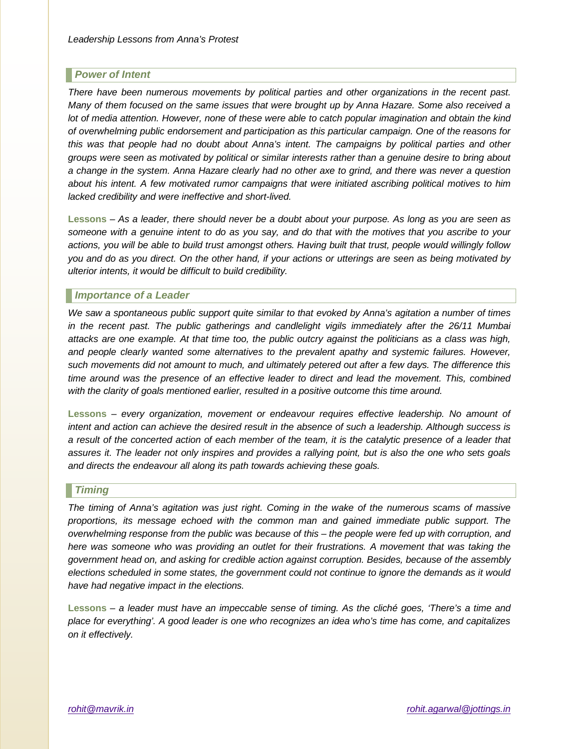## *Power of Intent*

*There have been numerous movements by political parties and other organizations in the recent past. Many of them focused on the same issues that were brought up by Anna Hazare. Some also received a lot of media attention. However, none of these were able to catch popular imagination and obtain the kind of overwhelming public endorsement and participation as this particular campaign. One of the reasons for this was that people had no doubt about Anna's intent. The campaigns by political parties and other groups were seen as motivated by political or similar interests rather than a genuine desire to bring about a change in the system. Anna Hazare clearly had no other axe to grind, and there was never a question about his intent. A few motivated rumor campaigns that were initiated ascribing political motives to him lacked credibility and were ineffective and short-lived.*

**Lessons** – *As a leader, there should never be a doubt about your purpose. As long as you are seen as someone with a genuine intent to do as you say, and do that with the motives that you ascribe to your actions, you will be able to build trust amongst others. Having built that trust, people would willingly follow you and do as you direct. On the other hand, if your actions or utterings are seen as being motivated by ulterior intents, it would be difficult to build credibility.*

## *Importance of a Leader*

*We saw a spontaneous public support quite similar to that evoked by Anna's agitation a number of times in the recent past. The public gatherings and candlelight vigils immediately after the 26/11 Mumbai attacks are one example. At that time too, the public outcry against the politicians as a class was high, and people clearly wanted some alternatives to the prevalent apathy and systemic failures. However, such movements did not amount to much, and ultimately petered out after a few days. The difference this time around was the presence of an effective leader to direct and lead the movement. This, combined with the clarity of goals mentioned earlier, resulted in a positive outcome this time around.*

**Lessons** – *every organization, movement or endeavour requires effective leadership. No amount of intent and action can achieve the desired result in the absence of such a leadership. Although success is a result of the concerted action of each member of the team, it is the catalytic presence of a leader that assures it. The leader not only inspires and provides a rallying point, but is also the one who sets goals and directs the endeavour all along its path towards achieving these goals.*

## *Timing*

*The timing of Anna's agitation was just right. Coming in the wake of the numerous scams of massive proportions, its message echoed with the common man and gained immediate public support. The overwhelming response from the public was because of this – the people were fed up with corruption, and here was someone who was providing an outlet for their frustrations. A movement that was taking the government head on, and asking for credible action against corruption. Besides, because of the assembly elections scheduled in some states, the government could not continue to ignore the demands as it would have had negative impact in the elections.*

**Lessons** – *a leader must have an impeccable sense of timing. As the cliché goes, 'There's a time and place for everything'. A good leader is one who recognizes an idea who's time has come, and capitalizes on it effectively.*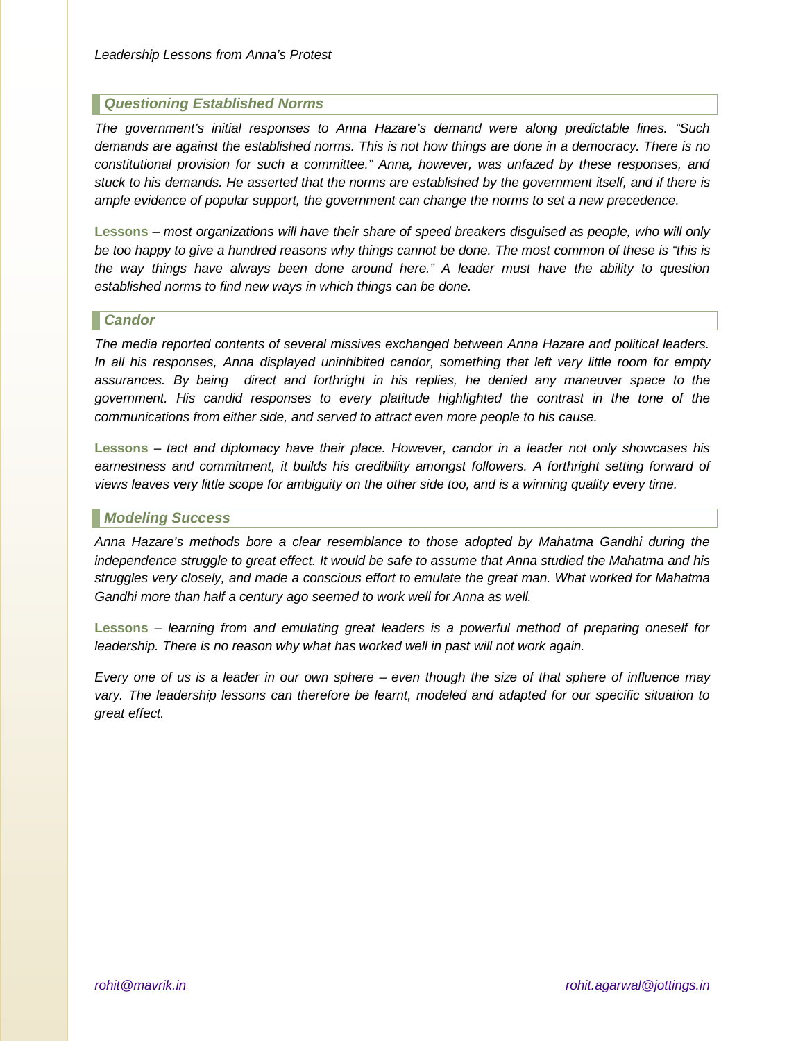## *Questioning Established Norms*

*The government's initial responses to Anna Hazare's demand were along predictable lines. "Such demands are against the established norms. This is not how things are done in a democracy. There is no constitutional provision for such a committee." Anna, however, was unfazed by these responses, and stuck to his demands. He asserted that the norms are established by the government itself, and if there is ample evidence of popular support, the government can change the norms to set a new precedence.*

**Lessons** – *most organizations will have their share of speed breakers disguised as people, who will only be too happy to give a hundred reasons why things cannot be done. The most common of these is "this is the way things have always been done around here." A leader must have the ability to question established norms to find new ways in which things can be done.*

## *Candor*

*The media reported contents of several missives exchanged between Anna Hazare and political leaders. In all his responses, Anna displayed uninhibited candor, something that left very little room for empty assurances. By being direct and forthright in his replies, he denied any maneuver space to the government. His candid responses to every platitude highlighted the contrast in the tone of the communications from either side, and served to attract even more people to his cause.*

**Lessons** – *tact and diplomacy have their place. However, candor in a leader not only showcases his earnestness and commitment, it builds his credibility amongst followers. A forthright setting forward of views leaves very little scope for ambiguity on the other side too, and is a winning quality every time.*

## *Modeling Success*

*Anna Hazare's methods bore a clear resemblance to those adopted by Mahatma Gandhi during the independence struggle to great effect. It would be safe to assume that Anna studied the Mahatma and his struggles very closely, and made a conscious effort to emulate the great man. What worked for Mahatma Gandhi more than half a century ago seemed to work well for Anna as well.*

**Lessons** – *learning from and emulating great leaders is a powerful method of preparing oneself for leadership. There is no reason why what has worked well in past will not work again.*

*Every one of us is a leader in our own sphere – even though the size of that sphere of influence may vary. The leadership lessons can therefore be learnt, modeled and adapted for our specific situation to great effect.*

*rohit@mavrik.in* *rohit.agarwal@jottings.in*